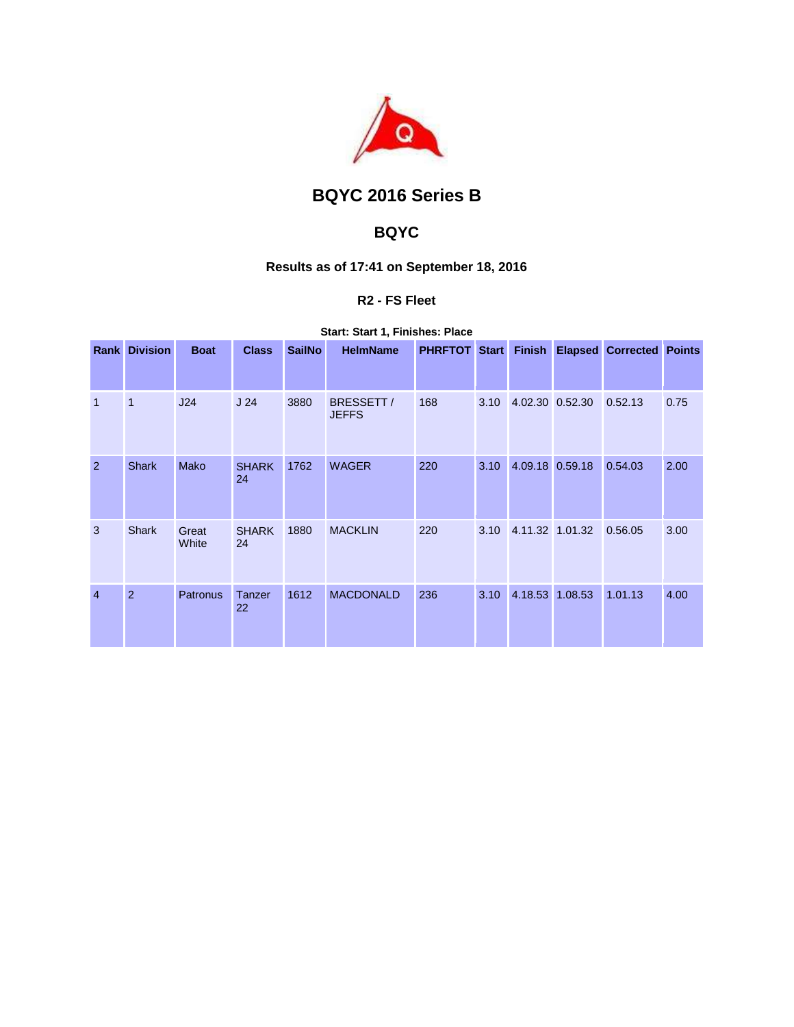# BQYC 2016 Series B

## BQYC

### Results as of 17:41 on September 18, 2016

#### R2 - FS Fleet

**Start: Start 1, Finishes: Place**

| Rank | Division | Boat | Class | SailNo | HelmName | PHRFTOT | Start | Finish | Elapsed | Corrected | Points |
|---|---|---|---|---|---|---|---|---|---|---|---|
| 1 | 1 | J24 | J 24 | 3880 | BRESSETT / JEFFS | 168 | 3.10 | 4.02.30 | 0.52.30 | 0.52.13 | 0.75 |
| 2 | Shark | Mako | SHARK 24 | 1762 | WAGER | 220 | 3.10 | 4.09.18 | 0.59.18 | 0.54.03 | 2.00 |
| 3 | Shark | Great White | SHARK 24 | 1880 | MACKLIN | 220 | 3.10 | 4.11.32 | 1.01.32 | 0.56.05 | 3.00 |
| 4 | 2 | Patronus | Tanzer 22 | 1612 | MACDONALD | 236 | 3.10 | 4.18.53 | 1.08.53 | 1.01.13 | 4.00 |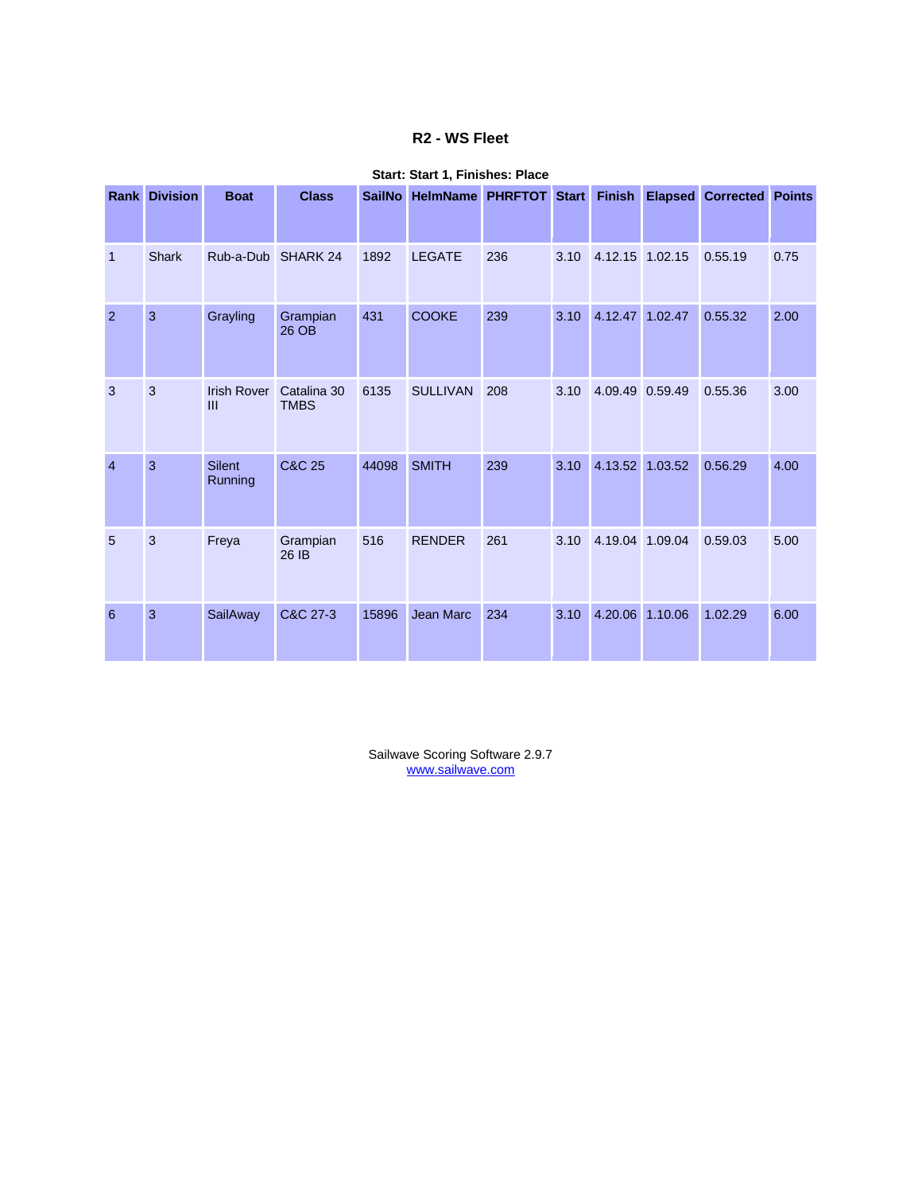### R2 - WS Fleet

**Start: Start 1, Finishes: Place**

| Rank | Division | Boat | Class | SailNo | HelmName | PHRFTOT | Start | Finish | Elapsed | Corrected | Points |
|---|---|---|---|---|---|---|---|---|---|---|---|
| 1 | Shark | Rub-a-Dub | SHARK 24 | 1892 | LEGATE | 236 | 3.10 | 4.12.15 | 1.02.15 | 0.55.19 | 0.75 |
| 2 | 3 | Grayling | Grampian 26 OB | 431 | COOKE | 239 | 3.10 | 4.12.47 | 1.02.47 | 0.55.32 | 2.00 |
| 3 | 3 | Irish Rover III | Catalina 30 TMBS | 6135 | SULLIVAN | 208 | 3.10 | 4.09.49 | 0.59.49 | 0.55.36 | 3.00 |
| 4 | 3 | Silent Running | C&C 25 | 44098 | SMITH | 239 | 3.10 | 4.13.52 | 1.03.52 | 0.56.29 | 4.00 |
| 5 | 3 | Freya | Grampian 26 IB | 516 | RENDER | 261 | 3.10 | 4.19.04 | 1.09.04 | 0.59.03 | 5.00 |
| 6 | 3 | SailAway | C&C 27-3 | 15896 | Jean Marc | 234 | 3.10 | 4.20.06 | 1.10.06 | 1.02.29 | 6.00 |

Sailwave Scoring Software 2.9.7
www.sailwave.com